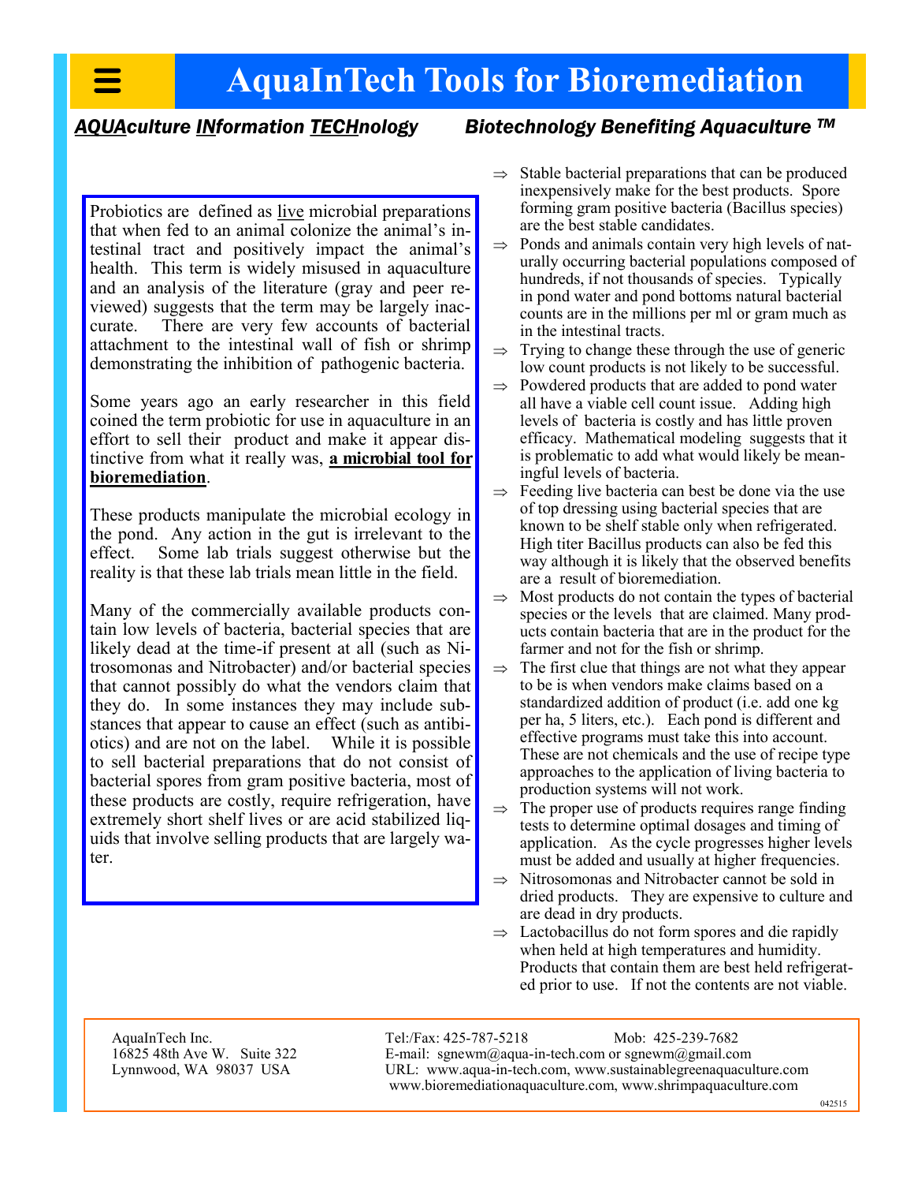# AquaInTech Tools for Bioremediation

***AQUAculture INformation TECHnology*** ***Biotechnology Benefiting Aquaculture ™***

Probiotics are defined as live microbial preparations that when fed to an animal colonize the animal's intestinal tract and positively impact the animal's health. This term is widely misused in aquaculture and an analysis of the literature (gray and peer reviewed) suggests that the term may be largely inaccurate. There are very few accounts of bacterial attachment to the intestinal wall of fish or shrimp demonstrating the inhibition of pathogenic bacteria.

Some years ago an early researcher in this field coined the term probiotic for use in aquaculture in an effort to sell their product and make it appear distinctive from what it really was, **a microbial tool for bioremediation**.

These products manipulate the microbial ecology in the pond. Any action in the gut is irrelevant to the effect. Some lab trials suggest otherwise but the reality is that these lab trials mean little in the field.

Many of the commercially available products contain low levels of bacteria, bacterial species that are likely dead at the time-if present at all (such as Nitrosomonas and Nitrobacter) and/or bacterial species that cannot possibly do what the vendors claim that they do. In some instances they may include substances that appear to cause an effect (such as antibiotics) and are not on the label. While it is possible to sell bacterial preparations that do not consist of bacterial spores from gram positive bacteria, most of these products are costly, require refrigeration, have extremely short shelf lives or are acid stabilized liquids that involve selling products that are largely water.

- ⇒ Stable bacterial preparations that can be produced inexpensively make for the best products. Spore forming gram positive bacteria (Bacillus species) are the best stable candidates.
- ⇒ Ponds and animals contain very high levels of naturally occurring bacterial populations composed of hundreds, if not thousands of species. Typically in pond water and pond bottoms natural bacterial counts are in the millions per ml or gram much as in the intestinal tracts.
- ⇒ Trying to change these through the use of generic low count products is not likely to be successful.
- ⇒ Powdered products that are added to pond water all have a viable cell count issue. Adding high levels of bacteria is costly and has little proven efficacy. Mathematical modeling suggests that it is problematic to add what would likely be meaningful levels of bacteria.
- ⇒ Feeding live bacteria can best be done via the use of top dressing using bacterial species that are known to be shelf stable only when refrigerated. High titer Bacillus products can also be fed this way although it is likely that the observed benefits are a result of bioremediation.
- ⇒ Most products do not contain the types of bacterial species or the levels that are claimed. Many products contain bacteria that are in the product for the farmer and not for the fish or shrimp.
- ⇒ The first clue that things are not what they appear to be is when vendors make claims based on a standardized addition of product (i.e. add one kg per ha, 5 liters, etc.). Each pond is different and effective programs must take this into account. These are not chemicals and the use of recipe type approaches to the application of living bacteria to production systems will not work.
- ⇒ The proper use of products requires range finding tests to determine optimal dosages and timing of application. As the cycle progresses higher levels must be added and usually at higher frequencies.
- ⇒ Nitrosomonas and Nitrobacter cannot be sold in dried products. They are expensive to culture and are dead in dry products.
- ⇒ Lactobacillus do not form spores and die rapidly when held at high temperatures and humidity. Products that contain them are best held refrigerated prior to use. If not the contents are not viable.

AquaInTech Inc.
16825 48th Ave W. Suite 322
Lynnwood, WA 98037 USA

Tel:/Fax: 425-787-5218 Mob: 425-239-7682
E-mail: sgnewm@aqua-in-tech.com or sgnewm@gmail.com
URL: www.aqua-in-tech.com, www.sustainablegreenaquaculture.com
www.bioremediationaquaculture.com, www.shrimpaquaculture.com

042515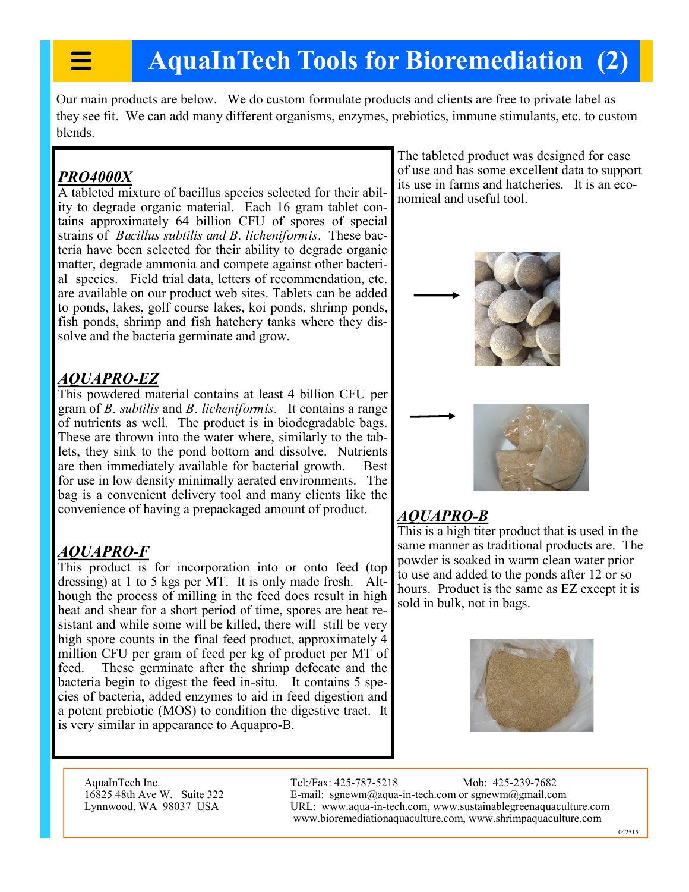# AquaInTech Tools for Bioremediation (2)

Our main products are below. We do custom formulate products and clients are free to private label as they see fit. We can add many different organisms, enzymes, prebiotics, immune stimulants, etc. to custom blends.

### ***PRO4000X***

A tableted mixture of bacillus species selected for their ability to degrade organic material. Each 16 gram tablet contains approximately 64 billion CFU of spores of special strains of *Bacillus subtilis and B. licheniformis*. These bacteria have been selected for their ability to degrade organic matter, degrade ammonia and compete against other bacterial species. Field trial data, letters of recommendation, etc. are available on our product web sites. Tablets can be added to ponds, lakes, golf course lakes, koi ponds, shrimp ponds, fish ponds, shrimp and fish hatchery tanks where they dissolve and the bacteria germinate and grow.

The tableted product was designed for ease of use and has some excellent data to support its use in farms and hatcheries. It is an economical and useful tool.

### ***AQUAPRO-EZ***

This powdered material contains at least 4 billion CFU per gram of *B. subtilis* and *B. licheniformis*. It contains a range of nutrients as well. The product is in biodegradable bags. These are thrown into the water where, similarly to the tablets, they sink to the pond bottom and dissolve. Nutrients are then immediately available for bacterial growth. Best for use in low density minimally aerated environments. The bag is a convenient delivery tool and many clients like the convenience of having a prepackaged amount of product.

### ***AQUAPRO-B***

This is a high titer product that is used in the same manner as traditional products are. The powder is soaked in warm clean water prior to use and added to the ponds after 12 or so hours. Product is the same as EZ except it is sold in bulk, not in bags.

### ***AQUAPRO-F***

This product is for incorporation into or onto feed (top dressing) at 1 to 5 kgs per MT. It is only made fresh. Although the process of milling in the feed does result in high heat and shear for a short period of time, spores are heat resistant and while some will be killed, there will still be very high spore counts in the final feed product, approximately 4 million CFU per gram of feed per kg of product per MT of feed. These germinate after the shrimp defecate and the bacteria begin to digest the feed in-situ. It contains 5 species of bacteria, added enzymes to aid in feed digestion and a potent prebiotic (MOS) to condition the digestive tract. It is very similar in appearance to Aquapro-B.

AquaInTech Inc.
16825 48th Ave W. Suite 322
Lynnwood, WA 98037 USA

Tel:/Fax: 425-787-5218 Mob: 425-239-7682
E-mail: sgnewm@aqua-in-tech.com or sgnewm@gmail.com
URL: www.aqua-in-tech.com, www.sustainablegreenaquaculture.com
www.bioremediationaquaculture.com, www.shrimpaquaculture.com

042515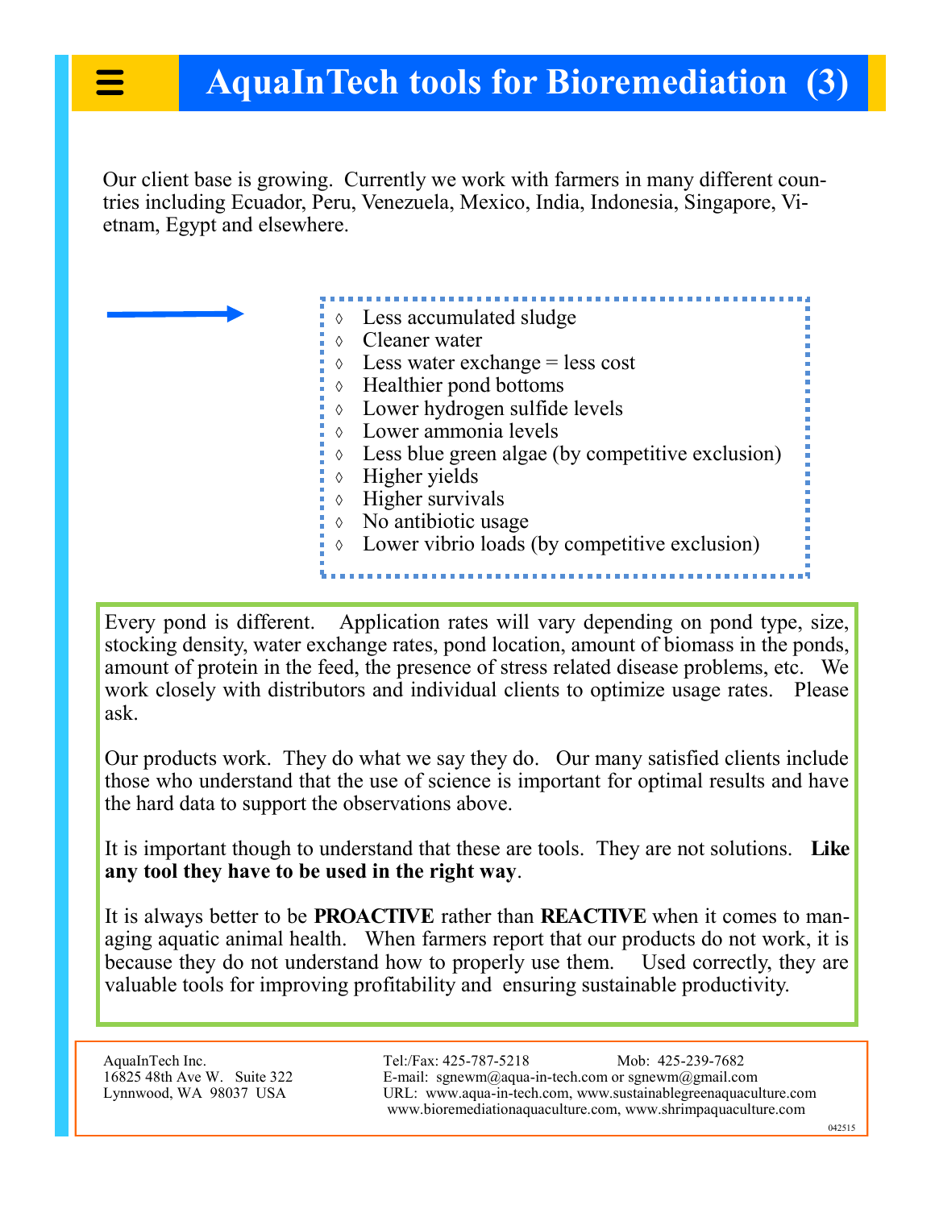# AquaInTech tools for Bioremediation (3)

Our client base is growing. Currently we work with farmers in many different countries including Ecuador, Peru, Venezuela, Mexico, India, Indonesia, Singapore, Vietnam, Egypt and elsewhere.

- Less accumulated sludge
- Cleaner water
- Less water exchange = less cost
- Healthier pond bottoms
- Lower hydrogen sulfide levels
- Lower ammonia levels
- Less blue green algae (by competitive exclusion)
- Higher yields
- Higher survivals
- No antibiotic usage
- Lower vibrio loads (by competitive exclusion)

Every pond is different. Application rates will vary depending on pond type, size, stocking density, water exchange rates, pond location, amount of biomass in the ponds, amount of protein in the feed, the presence of stress related disease problems, etc. We work closely with distributors and individual clients to optimize usage rates. Please ask.

Our products work. They do what we say they do. Our many satisfied clients include those who understand that the use of science is important for optimal results and have the hard data to support the observations above.

It is important though to understand that these are tools. They are not solutions. **Like any tool they have to be used in the right way**.

It is always better to be **PROACTIVE** rather than **REACTIVE** when it comes to managing aquatic animal health. When farmers report that our products do not work, it is because they do not understand how to properly use them. Used correctly, they are valuable tools for improving profitability and ensuring sustainable productivity.

AquaInTech Inc.
16825 48th Ave W. Suite 322
Lynnwood, WA 98037 USA

Tel:/Fax: 425-787-5218 Mob: 425-239-7682
E-mail: sgnewm@aqua-in-tech.com or sgnewm@gmail.com
URL: www.aqua-in-tech.com, www.sustainablegreenaquaculture.com
www.bioremediationaquaculture.com, www.shrimpaquaculture.com

042515